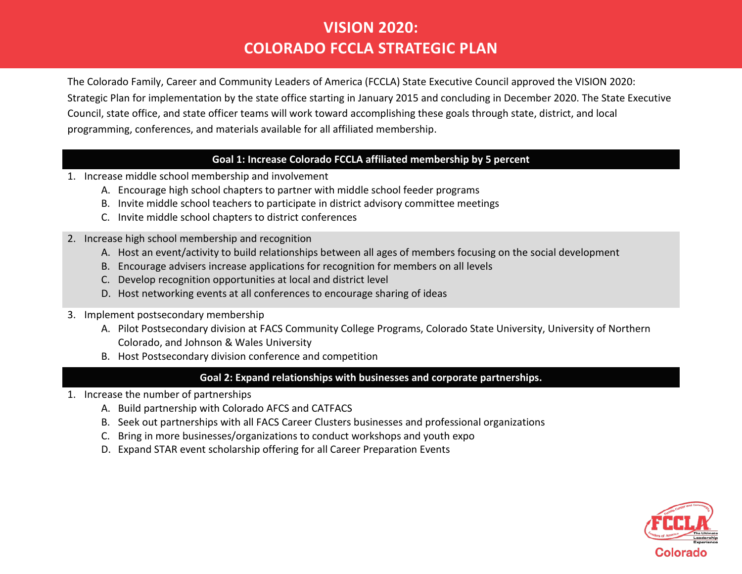# VISION 2020: COLORADO FCCLA STRATEGIC PLAN

The Colorado Family, Career and Community Leaders of America (FCCLA) State Executive Council approved the VISION 2020: Strategic Plan for implementation by the state office starting in January 2015 and concluding in December 2020. The State Executive Council, state office, and state officer teams will work toward accomplishing these goals through state, district, and local programming, conferences, and materials available for all affiliated membership.

## Goal 1: Increase Colorado FCCLA affiliated membership by 5 percent

1. Increase middle school membership and involvement
   A. Encourage high school chapters to partner with middle school feeder programs
   B. Invite middle school teachers to participate in district advisory committee meetings
   C. Invite middle school chapters to district conferences
2. Increase high school membership and recognition
   A. Host an event/activity to build relationships between all ages of members focusing on the social development
   B. Encourage advisers increase applications for recognition for members on all levels
   C. Develop recognition opportunities at local and district level
   D. Host networking events at all conferences to encourage sharing of ideas
3. Implement postsecondary membership
   A. Pilot Postsecondary division at FACS Community College Programs, Colorado State University, University of Northern Colorado, and Johnson & Wales University
   B. Host Postsecondary division conference and competition

## Goal 2: Expand relationships with businesses and corporate partnerships.

1. Increase the number of partnerships
   A. Build partnership with Colorado AFCS and CATFACS
   B. Seek out partnerships with all FACS Career Clusters businesses and professional organizations
   C. Bring in more businesses/organizations to conduct workshops and youth expo
   D. Expand STAR event scholarship offering for all Career Preparation Events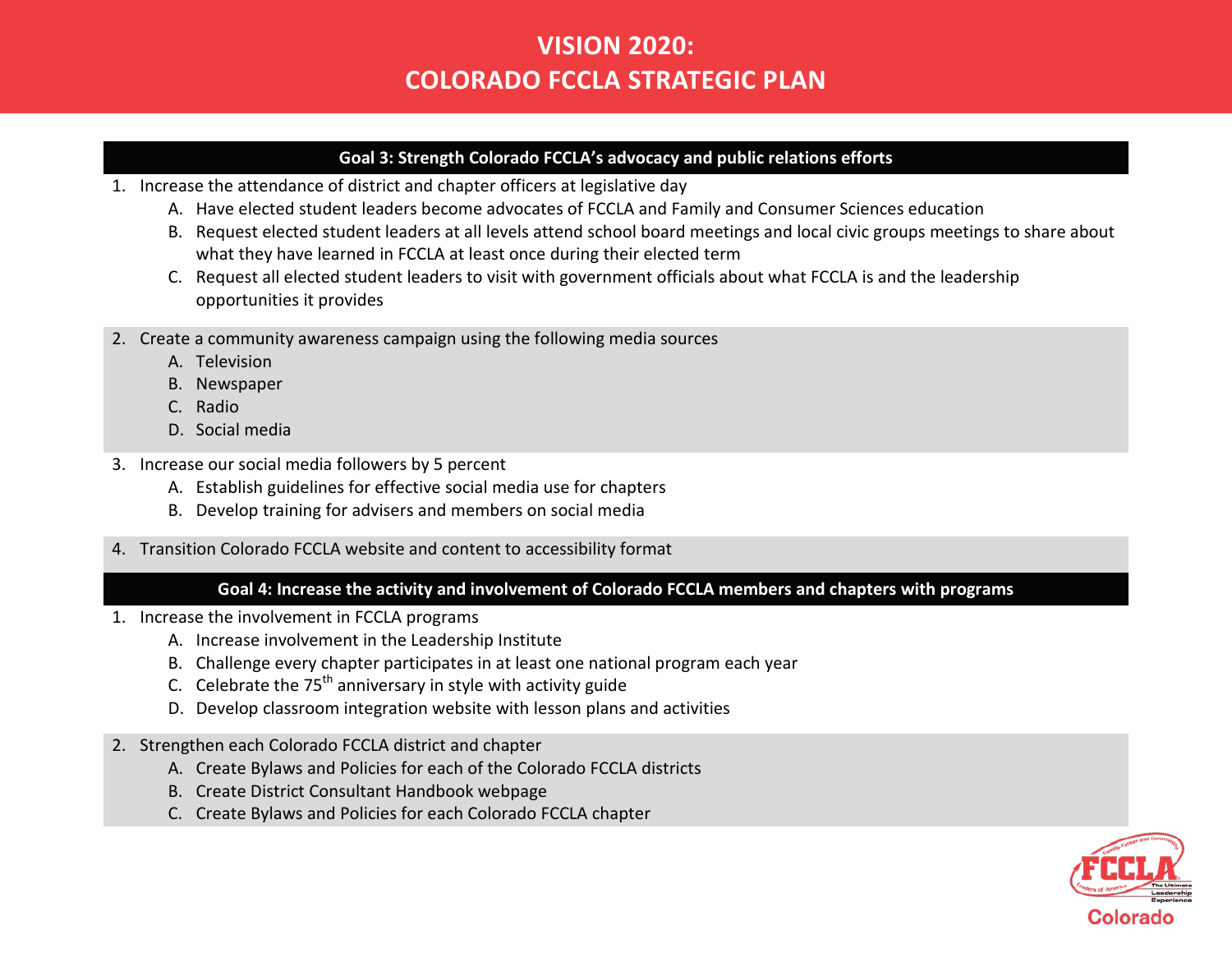# VISION 2020: COLORADO FCCLA STRATEGIC PLAN

## Goal 3: Strength Colorado FCCLA's advocacy and public relations efforts

1. Increase the attendance of district and chapter officers at legislative day
   - A. Have elected student leaders become advocates of FCCLA and Family and Consumer Sciences education
   - B. Request elected student leaders at all levels attend school board meetings and local civic groups meetings to share about what they have learned in FCCLA at least once during their elected term
   - C. Request all elected student leaders to visit with government officials about what FCCLA is and the leadership opportunities it provides
2. Create a community awareness campaign using the following media sources
   - A. Television
   - B. Newspaper
   - C. Radio
   - D. Social media
3. Increase our social media followers by 5 percent
   - A. Establish guidelines for effective social media use for chapters
   - B. Develop training for advisers and members on social media
4. Transition Colorado FCCLA website and content to accessibility format

## Goal 4: Increase the activity and involvement of Colorado FCCLA members and chapters with programs

1. Increase the involvement in FCCLA programs
   - A. Increase involvement in the Leadership Institute
   - B. Challenge every chapter participates in at least one national program each year
   - C. Celebrate the 75th anniversary in style with activity guide
   - D. Develop classroom integration website with lesson plans and activities
2. Strengthen each Colorado FCCLA district and chapter
   - A. Create Bylaws and Policies for each of the Colorado FCCLA districts
   - B. Create District Consultant Handbook webpage
   - C. Create Bylaws and Policies for each Colorado FCCLA chapter